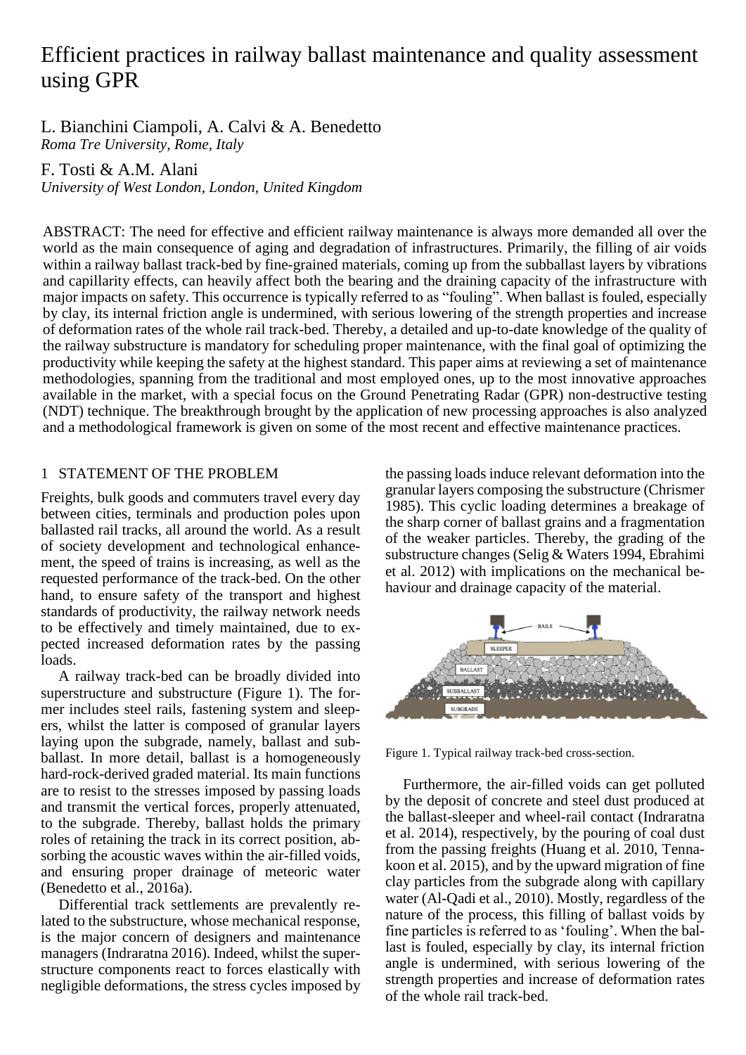# Efficient practices in railway ballast maintenance and quality assessment using GPR

L. Bianchini Ciampoli, A. Calvi & A. Benedetto
*Roma Tre University, Rome, Italy*

F. Tosti & A.M. Alani
*University of West London, London, United Kingdom*

ABSTRACT: The need for effective and efficient railway maintenance is always more demanded all over the world as the main consequence of aging and degradation of infrastructures. Primarily, the filling of air voids within a railway ballast track-bed by fine-grained materials, coming up from the subballast layers by vibrations and capillarity effects, can heavily affect both the bearing and the draining capacity of the infrastructure with major impacts on safety. This occurrence is typically referred to as "fouling". When ballast is fouled, especially by clay, its internal friction angle is undermined, with serious lowering of the strength properties and increase of deformation rates of the whole rail track-bed. Thereby, a detailed and up-to-date knowledge of the quality of the railway substructure is mandatory for scheduling proper maintenance, with the final goal of optimizing the productivity while keeping the safety at the highest standard. This paper aims at reviewing a set of maintenance methodologies, spanning from the traditional and most employed ones, up to the most innovative approaches available in the market, with a special focus on the Ground Penetrating Radar (GPR) non-destructive testing (NDT) technique. The breakthrough brought by the application of new processing approaches is also analyzed and a methodological framework is given on some of the most recent and effective maintenance practices.

## 1 STATEMENT OF THE PROBLEM

Freights, bulk goods and commuters travel every day between cities, terminals and production poles upon ballasted rail tracks, all around the world. As a result of society development and technological enhancement, the speed of trains is increasing, as well as the requested performance of the track-bed. On the other hand, to ensure safety of the transport and highest standards of productivity, the railway network needs to be effectively and timely maintained, due to expected increased deformation rates by the passing loads.

A railway track-bed can be broadly divided into superstructure and substructure (Figure 1). The former includes steel rails, fastening system and sleepers, whilst the latter is composed of granular layers laying upon the subgrade, namely, ballast and subballast. In more detail, ballast is a homogeneously hard-rock-derived graded material. Its main functions are to resist to the stresses imposed by passing loads and transmit the vertical forces, properly attenuated, to the subgrade. Thereby, ballast holds the primary roles of retaining the track in its correct position, absorbing the acoustic waves within the air-filled voids, and ensuring proper drainage of meteoric water (Benedetto et al., 2016a).

Differential track settlements are prevalently related to the substructure, whose mechanical response, is the major concern of designers and maintenance managers (Indraratna 2016). Indeed, whilst the superstructure components react to forces elastically with negligible deformations, the stress cycles imposed by the passing loads induce relevant deformation into the granular layers composing the substructure (Chrismer 1985). This cyclic loading determines a breakage of the sharp corner of ballast grains and a fragmentation of the weaker particles. Thereby, the grading of the substructure changes (Selig & Waters 1994, Ebrahimi et al. 2012) with implications on the mechanical behaviour and drainage capacity of the material.

Figure 1. Typical railway track-bed cross-section.

Furthermore, the air-filled voids can get polluted by the deposit of concrete and steel dust produced at the ballast-sleeper and wheel-rail contact (Indraratna et al. 2014), respectively, by the pouring of coal dust from the passing freights (Huang et al. 2010, Tennakoon et al. 2015), and by the upward migration of fine clay particles from the subgrade along with capillary water (Al-Qadi et al., 2010). Mostly, regardless of the nature of the process, this filling of ballast voids by fine particles is referred to as 'fouling'. When the ballast is fouled, especially by clay, its internal friction angle is undermined, with serious lowering of the strength properties and increase of deformation rates of the whole rail track-bed.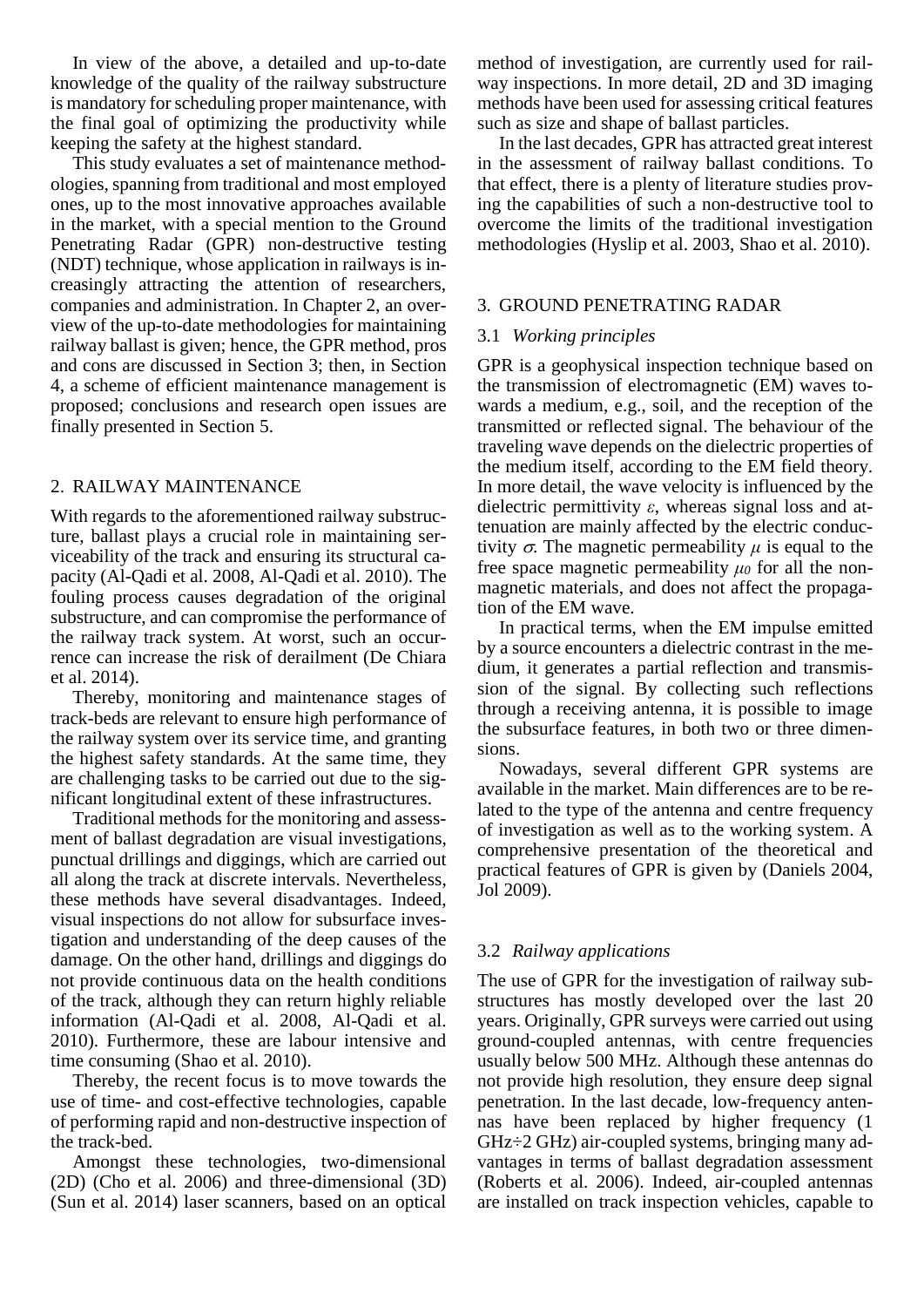In view of the above, a detailed and up-to-date knowledge of the quality of the railway substructure is mandatory for scheduling proper maintenance, with the final goal of optimizing the productivity while keeping the safety at the highest standard.

This study evaluates a set of maintenance methodologies, spanning from traditional and most employed ones, up to the most innovative approaches available in the market, with a special mention to the Ground Penetrating Radar (GPR) non-destructive testing (NDT) technique, whose application in railways is increasingly attracting the attention of researchers, companies and administration. In Chapter 2, an overview of the up-to-date methodologies for maintaining railway ballast is given; hence, the GPR method, pros and cons are discussed in Section 3; then, in Section 4, a scheme of efficient maintenance management is proposed; conclusions and research open issues are finally presented in Section 5.

## 2. RAILWAY MAINTENANCE

With regards to the aforementioned railway substructure, ballast plays a crucial role in maintaining serviceability of the track and ensuring its structural capacity (Al-Qadi et al. 2008, Al-Qadi et al. 2010). The fouling process causes degradation of the original substructure, and can compromise the performance of the railway track system. At worst, such an occurrence can increase the risk of derailment (De Chiara et al. 2014).

Thereby, monitoring and maintenance stages of track-beds are relevant to ensure high performance of the railway system over its service time, and granting the highest safety standards. At the same time, they are challenging tasks to be carried out due to the significant longitudinal extent of these infrastructures.

Traditional methods for the monitoring and assessment of ballast degradation are visual investigations, punctual drillings and diggings, which are carried out all along the track at discrete intervals. Nevertheless, these methods have several disadvantages. Indeed, visual inspections do not allow for subsurface investigation and understanding of the deep causes of the damage. On the other hand, drillings and diggings do not provide continuous data on the health conditions of the track, although they can return highly reliable information (Al-Qadi et al. 2008, Al-Qadi et al. 2010). Furthermore, these are labour intensive and time consuming (Shao et al. 2010).

Thereby, the recent focus is to move towards the use of time- and cost-effective technologies, capable of performing rapid and non-destructive inspection of the track-bed.

Amongst these technologies, two-dimensional (2D) (Cho et al. 2006) and three-dimensional (3D) (Sun et al. 2014) laser scanners, based on an optical method of investigation, are currently used for railway inspections. In more detail, 2D and 3D imaging methods have been used for assessing critical features such as size and shape of ballast particles.

In the last decades, GPR has attracted great interest in the assessment of railway ballast conditions. To that effect, there is a plenty of literature studies proving the capabilities of such a non-destructive tool to overcome the limits of the traditional investigation methodologies (Hyslip et al. 2003, Shao et al. 2010).

## 3. GROUND PENETRATING RADAR

### 3.1 *Working principles*

GPR is a geophysical inspection technique based on the transmission of electromagnetic (EM) waves towards a medium, e.g., soil, and the reception of the transmitted or reflected signal. The behaviour of the traveling wave depends on the dielectric properties of the medium itself, according to the EM field theory. In more detail, the wave velocity is influenced by the dielectric permittivity $\varepsilon$, whereas signal loss and attenuation are mainly affected by the electric conductivity $\sigma$. The magnetic permeability $\mu$ is equal to the free space magnetic permeability $\mu_0$ for all the non-magnetic materials, and does not affect the propagation of the EM wave.

In practical terms, when the EM impulse emitted by a source encounters a dielectric contrast in the medium, it generates a partial reflection and transmission of the signal. By collecting such reflections through a receiving antenna, it is possible to image the subsurface features, in both two or three dimensions.

Nowadays, several different GPR systems are available in the market. Main differences are to be related to the type of the antenna and centre frequency of investigation as well as to the working system. A comprehensive presentation of the theoretical and practical features of GPR is given by (Daniels 2004, Jol 2009).

### 3.2 *Railway applications*

The use of GPR for the investigation of railway substructures has mostly developed over the last 20 years. Originally, GPR surveys were carried out using ground-coupled antennas, with centre frequencies usually below 500 MHz. Although these antennas do not provide high resolution, they ensure deep signal penetration. In the last decade, low-frequency antennas have been replaced by higher frequency (1 GHz÷2 GHz) air-coupled systems, bringing many advantages in terms of ballast degradation assessment (Roberts et al. 2006). Indeed, air-coupled antennas are installed on track inspection vehicles, capable to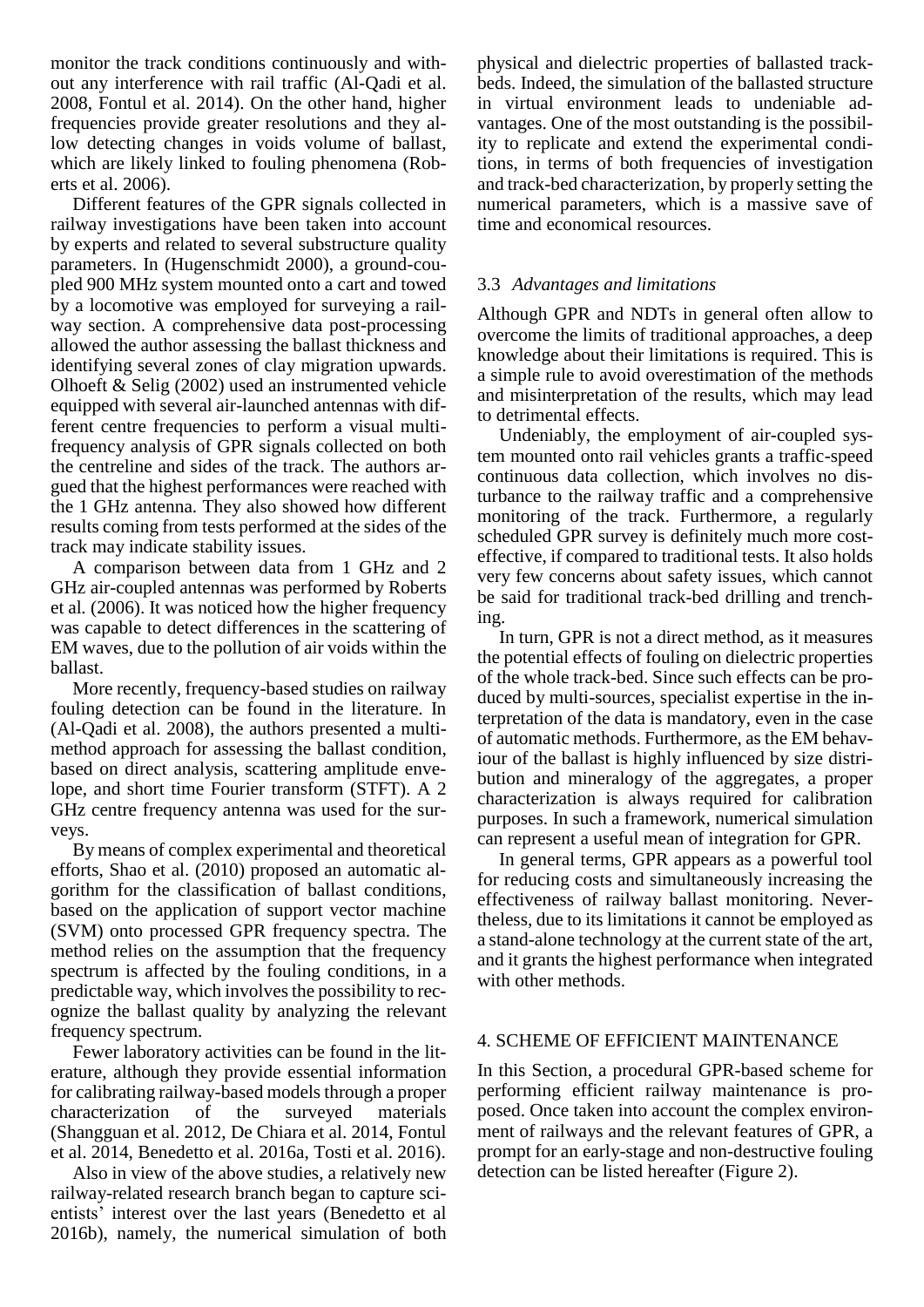monitor the track conditions continuously and without any interference with rail traffic (Al-Qadi et al. 2008, Fontul et al. 2014). On the other hand, higher frequencies provide greater resolutions and they allow detecting changes in voids volume of ballast, which are likely linked to fouling phenomena (Roberts et al. 2006).

Different features of the GPR signals collected in railway investigations have been taken into account by experts and related to several substructure quality parameters. In (Hugenschmidt 2000), a ground-coupled 900 MHz system mounted onto a cart and towed by a locomotive was employed for surveying a railway section. A comprehensive data post-processing allowed the author assessing the ballast thickness and identifying several zones of clay migration upwards. Olhoeft & Selig (2002) used an instrumented vehicle equipped with several air-launched antennas with different centre frequencies to perform a visual multi-frequency analysis of GPR signals collected on both the centreline and sides of the track. The authors argued that the highest performances were reached with the 1 GHz antenna. They also showed how different results coming from tests performed at the sides of the track may indicate stability issues.

A comparison between data from 1 GHz and 2 GHz air-coupled antennas was performed by Roberts et al. (2006). It was noticed how the higher frequency was capable to detect differences in the scattering of EM waves, due to the pollution of air voids within the ballast.

More recently, frequency-based studies on railway fouling detection can be found in the literature. In (Al-Qadi et al. 2008), the authors presented a multi-method approach for assessing the ballast condition, based on direct analysis, scattering amplitude envelope, and short time Fourier transform (STFT). A 2 GHz centre frequency antenna was used for the surveys.

By means of complex experimental and theoretical efforts, Shao et al. (2010) proposed an automatic algorithm for the classification of ballast conditions, based on the application of support vector machine (SVM) onto processed GPR frequency spectra. The method relies on the assumption that the frequency spectrum is affected by the fouling conditions, in a predictable way, which involves the possibility to recognize the ballast quality by analyzing the relevant frequency spectrum.

Fewer laboratory activities can be found in the literature, although they provide essential information for calibrating railway-based models through a proper characterization of the surveyed materials (Shangguan et al. 2012, De Chiara et al. 2014, Fontul et al. 2014, Benedetto et al. 2016a, Tosti et al. 2016).

Also in view of the above studies, a relatively new railway-related research branch began to capture scientists' interest over the last years (Benedetto et al 2016b), namely, the numerical simulation of both physical and dielectric properties of ballasted track-beds. Indeed, the simulation of the ballasted structure in virtual environment leads to undeniable advantages. One of the most outstanding is the possibility to replicate and extend the experimental conditions, in terms of both frequencies of investigation and track-bed characterization, by properly setting the numerical parameters, which is a massive save of time and economical resources.

### 3.3 *Advantages and limitations*

Although GPR and NDTs in general often allow to overcome the limits of traditional approaches, a deep knowledge about their limitations is required. This is a simple rule to avoid overestimation of the methods and misinterpretation of the results, which may lead to detrimental effects.

Undeniably, the employment of air-coupled system mounted onto rail vehicles grants a traffic-speed continuous data collection, which involves no disturbance to the railway traffic and a comprehensive monitoring of the track. Furthermore, a regularly scheduled GPR survey is definitely much more cost-effective, if compared to traditional tests. It also holds very few concerns about safety issues, which cannot be said for traditional track-bed drilling and trenching.

In turn, GPR is not a direct method, as it measures the potential effects of fouling on dielectric properties of the whole track-bed. Since such effects can be produced by multi-sources, specialist expertise in the interpretation of the data is mandatory, even in the case of automatic methods. Furthermore, as the EM behaviour of the ballast is highly influenced by size distribution and mineralogy of the aggregates, a proper characterization is always required for calibration purposes. In such a framework, numerical simulation can represent a useful mean of integration for GPR.

In general terms, GPR appears as a powerful tool for reducing costs and simultaneously increasing the effectiveness of railway ballast monitoring. Nevertheless, due to its limitations it cannot be employed as a stand-alone technology at the current state of the art, and it grants the highest performance when integrated with other methods.

## 4. SCHEME OF EFFICIENT MAINTENANCE

In this Section, a procedural GPR-based scheme for performing efficient railway maintenance is proposed. Once taken into account the complex environment of railways and the relevant features of GPR, a prompt for an early-stage and non-destructive fouling detection can be listed hereafter (Figure 2).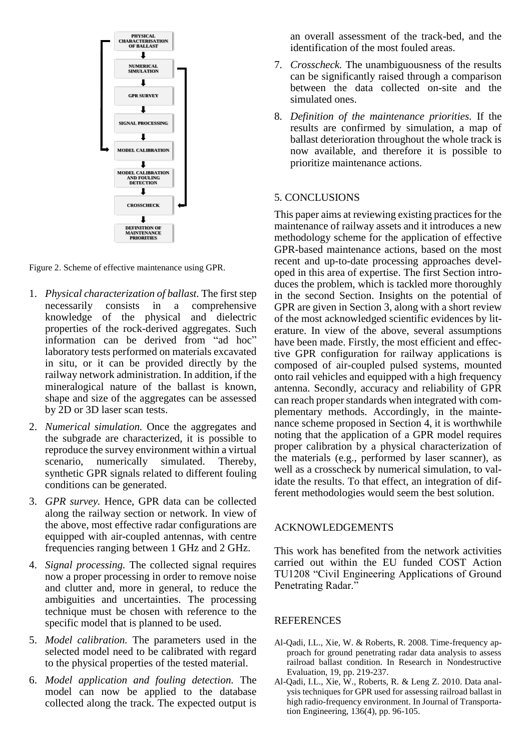PHYSICAL CHARACTERISATION OF BALLAST

NUMERICAL SIMULATION

GPR SURVEY

SIGNAL PROCESSING

MODEL CALIBRATION

MODEL CALIBRATION AND FOULING DETECTION

CROSSCHECK

DEFINITION OF MAINTENANCE PRIORITIES

Figure 2. Scheme of effective maintenance using GPR.

1. *Physical characterization of ballast.* The first step necessarily consists in a comprehensive knowledge of the physical and dielectric properties of the rock-derived aggregates. Such information can be derived from "ad hoc" laboratory tests performed on materials excavated in situ, or it can be provided directly by the railway network administration. In addition, if the mineralogical nature of the ballast is known, shape and size of the aggregates can be assessed by 2D or 3D laser scan tests.
2. *Numerical simulation.* Once the aggregates and the subgrade are characterized, it is possible to reproduce the survey environment within a virtual scenario, numerically simulated. Thereby, synthetic GPR signals related to different fouling conditions can be generated.
3. *GPR survey.* Hence, GPR data can be collected along the railway section or network. In view of the above, most effective radar configurations are equipped with air-coupled antennas, with centre frequencies ranging between 1 GHz and 2 GHz.
4. *Signal processing.* The collected signal requires now a proper processing in order to remove noise and clutter and, more in general, to reduce the ambiguities and uncertainties. The processing technique must be chosen with reference to the specific model that is planned to be used.
5. *Model calibration.* The parameters used in the selected model need to be calibrated with regard to the physical properties of the tested material.
6. *Model application and fouling detection.* The model can now be applied to the database collected along the track. The expected output is an overall assessment of the track-bed, and the identification of the most fouled areas.
7. *Crosscheck.* The unambiguousness of the results can be significantly raised through a comparison between the data collected on-site and the simulated ones.
8. *Definition of the maintenance priorities.* If the results are confirmed by simulation, a map of ballast deterioration throughout the whole track is now available, and therefore it is possible to prioritize maintenance actions.

## 5. CONCLUSIONS

This paper aims at reviewing existing practices for the maintenance of railway assets and it introduces a new methodology scheme for the application of effective GPR-based maintenance actions, based on the most recent and up-to-date processing approaches developed in this area of expertise. The first Section introduces the problem, which is tackled more thoroughly in the second Section. Insights on the potential of GPR are given in Section 3, along with a short review of the most acknowledged scientific evidences by literature. In view of the above, several assumptions have been made. Firstly, the most efficient and effective GPR configuration for railway applications is composed of air-coupled pulsed systems, mounted onto rail vehicles and equipped with a high frequency antenna. Secondly, accuracy and reliability of GPR can reach proper standards when integrated with complementary methods. Accordingly, in the maintenance scheme proposed in Section 4, it is worthwhile noting that the application of a GPR model requires proper calibration by a physical characterization of the materials (e.g., performed by laser scanner), as well as a crosscheck by numerical simulation, to validate the results. To that effect, an integration of different methodologies would seem the best solution.

## ACKNOWLEDGEMENTS

This work has benefited from the network activities carried out within the EU funded COST Action TU1208 "Civil Engineering Applications of Ground Penetrating Radar."

## REFERENCES

Al-Qadi, I.L., Xie, W. & Roberts, R. 2008. Time-frequency approach for ground penetrating radar data analysis to assess railroad ballast condition. In Research in Nondestructive Evaluation, 19, pp. 219-237.

Al-Qadi, I.L., Xie, W., Roberts, R. & Leng Z. 2010. Data analysis techniques for GPR used for assessing railroad ballast in high radio-frequency environment. In Journal of Transportation Engineering, 136(4), pp. 96-105.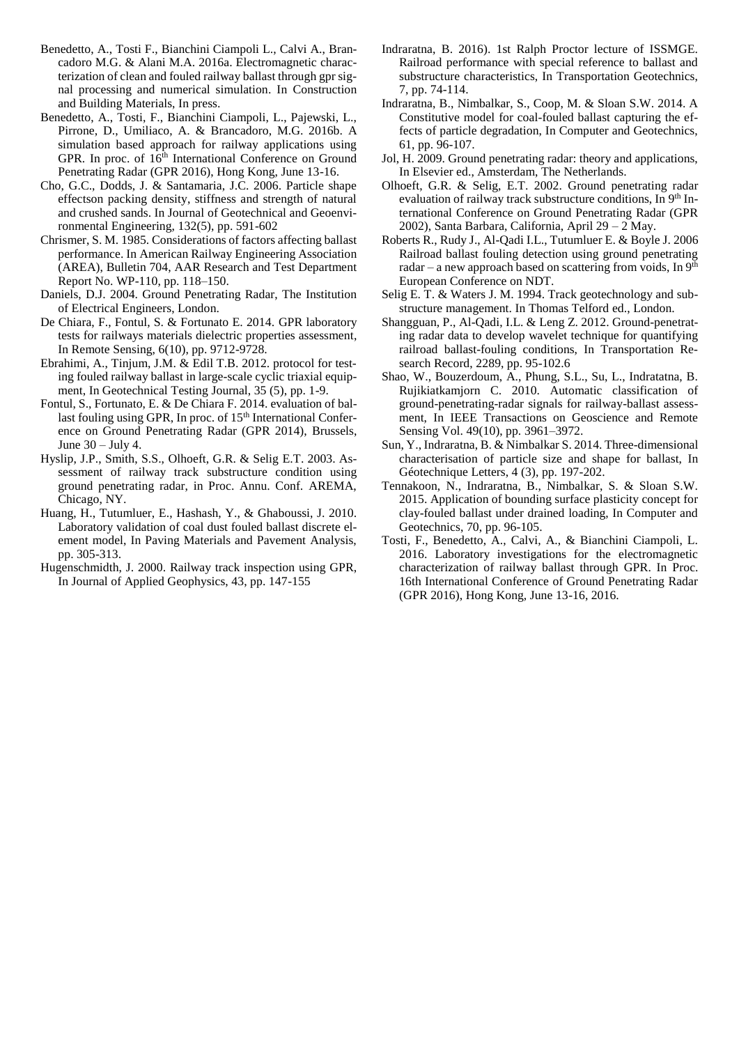Benedetto, A., Tosti F., Bianchini Ciampoli L., Calvi A., Brancadoro M.G. & Alani M.A. 2016a. Electromagnetic characterization of clean and fouled railway ballast through gpr signal processing and numerical simulation. In Construction and Building Materials, In press.

Benedetto, A., Tosti, F., Bianchini Ciampoli, L., Pajewski, L., Pirrone, D., Umiliaco, A. & Brancadoro, M.G. 2016b. A simulation based approach for railway applications using GPR. In proc. of 16th International Conference on Ground Penetrating Radar (GPR 2016), Hong Kong, June 13-16.

Cho, G.C., Dodds, J. & Santamaria, J.C. 2006. Particle shape effectson packing density, stiffness and strength of natural and crushed sands. In Journal of Geotechnical and Geoenvironmental Engineering, 132(5), pp. 591-602

Chrismer, S. M. 1985. Considerations of factors affecting ballast performance. In American Railway Engineering Association (AREA), Bulletin 704, AAR Research and Test Department Report No. WP-110, pp. 118–150.

Daniels, D.J. 2004. Ground Penetrating Radar, The Institution of Electrical Engineers, London.

De Chiara, F., Fontul, S. & Fortunato E. 2014. GPR laboratory tests for railways materials dielectric properties assessment, In Remote Sensing, 6(10), pp. 9712-9728.

Ebrahimi, A., Tinjum, J.M. & Edil T.B. 2012. protocol for testing fouled railway ballast in large-scale cyclic triaxial equipment, In Geotechnical Testing Journal, 35 (5), pp. 1-9.

Fontul, S., Fortunato, E. & De Chiara F. 2014. evaluation of ballast fouling using GPR, In proc. of 15th International Conference on Ground Penetrating Radar (GPR 2014), Brussels, June 30 – July 4.

Hyslip, J.P., Smith, S.S., Olhoeft, G.R. & Selig E.T. 2003. Assessment of railway track substructure condition using ground penetrating radar, in Proc. Annu. Conf. AREMA, Chicago, NY.

Huang, H., Tutumluer, E., Hashash, Y., & Ghaboussi, J. 2010. Laboratory validation of coal dust fouled ballast discrete element model, In Paving Materials and Pavement Analysis, pp. 305-313.

Hugenschmidth, J. 2000. Railway track inspection using GPR, In Journal of Applied Geophysics, 43, pp. 147-155

Indraratna, B. 2016). 1st Ralph Proctor lecture of ISSMGE. Railroad performance with special reference to ballast and substructure characteristics, In Transportation Geotechnics, 7, pp. 74-114.

Indraratna, B., Nimbalkar, S., Coop, M. & Sloan S.W. 2014. A Constitutive model for coal-fouled ballast capturing the effects of particle degradation, In Computer and Geotechnics, 61, pp. 96-107.

Jol, H. 2009. Ground penetrating radar: theory and applications, In Elsevier ed., Amsterdam, The Netherlands.

Olhoeft, G.R. & Selig, E.T. 2002. Ground penetrating radar evaluation of railway track substructure conditions, In 9th International Conference on Ground Penetrating Radar (GPR 2002), Santa Barbara, California, April 29 – 2 May.

Roberts R., Rudy J., Al-Qadi I.L., Tutumluer E. & Boyle J. 2006 Railroad ballast fouling detection using ground penetrating radar – a new approach based on scattering from voids, In 9th European Conference on NDT.

Selig E. T. & Waters J. M. 1994. Track geotechnology and substructure management. In Thomas Telford ed., London.

Shangguan, P., Al-Qadi, I.L. & Leng Z. 2012. Ground-penetrating radar data to develop wavelet technique for quantifying railroad ballast-fouling conditions, In Transportation Research Record, 2289, pp. 95-102.6

Shao, W., Bouzerdoum, A., Phung, S.L., Su, L., Indratatna, B. Rujikiatkamjorn C. 2010. Automatic classification of ground-penetrating-radar signals for railway-ballast assessment, In IEEE Transactions on Geoscience and Remote Sensing Vol. 49(10), pp. 3961–3972.

Sun, Y., Indraratna, B. & Nimbalkar S. 2014. Three-dimensional characterisation of particle size and shape for ballast, In Géotechnique Letters, 4 (3), pp. 197-202.

Tennakoon, N., Indraratna, B., Nimbalkar, S. & Sloan S.W. 2015. Application of bounding surface plasticity concept for clay-fouled ballast under drained loading, In Computer and Geotechnics, 70, pp. 96-105.

Tosti, F., Benedetto, A., Calvi, A., & Bianchini Ciampoli, L. 2016. Laboratory investigations for the electromagnetic characterization of railway ballast through GPR. In Proc. 16th International Conference of Ground Penetrating Radar (GPR 2016), Hong Kong, June 13-16, 2016.